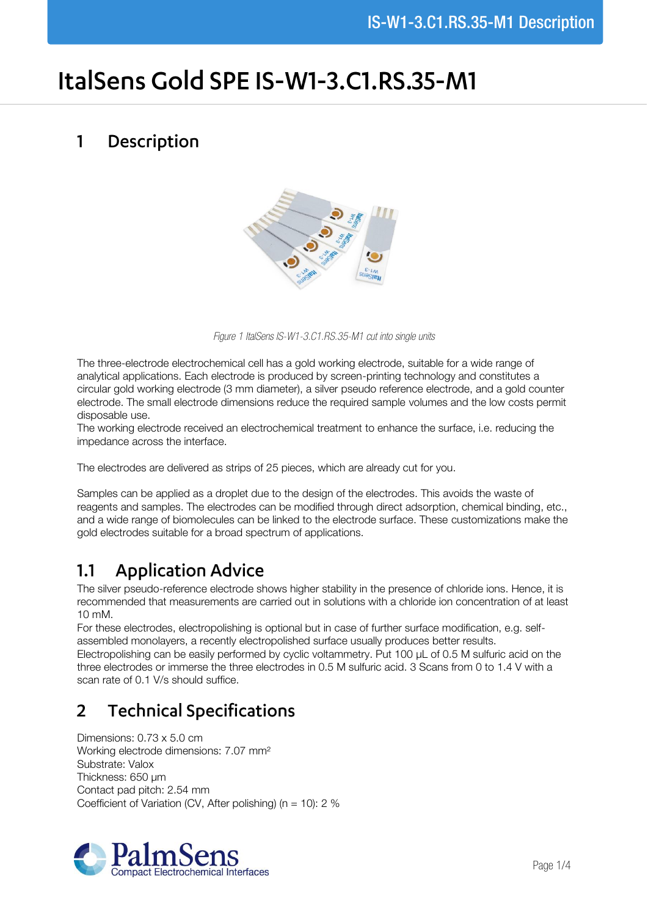# ItalSens Gold SPE IS-W1-3.C1.RS.35-M1

## 1 Description

*Figure 1 ItalSens IS-W1-3.C1.RS.35-M1 cut into single units*

The three-electrode electrochemical cell has a gold working electrode, suitable for a wide range of analytical applications. Each electrode is produced by screen-printing technology and constitutes a circular gold working electrode (3 mm diameter), a silver pseudo reference electrode, and a gold counter electrode. The small electrode dimensions reduce the required sample volumes and the low costs permit disposable use.
The working electrode received an electrochemical treatment to enhance the surface, i.e. reducing the impedance across the interface.

The electrodes are delivered as strips of 25 pieces, which are already cut for you.

Samples can be applied as a droplet due to the design of the electrodes. This avoids the waste of reagents and samples. The electrodes can be modified through direct adsorption, chemical binding, etc., and a wide range of biomolecules can be linked to the electrode surface. These customizations make the gold electrodes suitable for a broad spectrum of applications.

### 1.1 Application Advice

The silver pseudo-reference electrode shows higher stability in the presence of chloride ions. Hence, it is recommended that measurements are carried out in solutions with a chloride ion concentration of at least 10 mM.
For these electrodes, electropolishing is optional but in case of further surface modification, e.g. self-assembled monolayers, a recently electropolished surface usually produces better results.
Electropolishing can be easily performed by cyclic voltammetry. Put 100 µL of 0.5 M sulfuric acid on the three electrodes or immerse the three electrodes in 0.5 M sulfuric acid. 3 Scans from 0 to 1.4 V with a scan rate of 0.1 V/s should suffice.

## 2 Technical Specifications

Dimensions: 0.73 x 5.0 cm
Working electrode dimensions: 7.07 mm²
Substrate: Valox
Thickness: 650 µm
Contact pad pitch: 2.54 mm
Coefficient of Variation (CV, After polishing) (n = 10): 2 %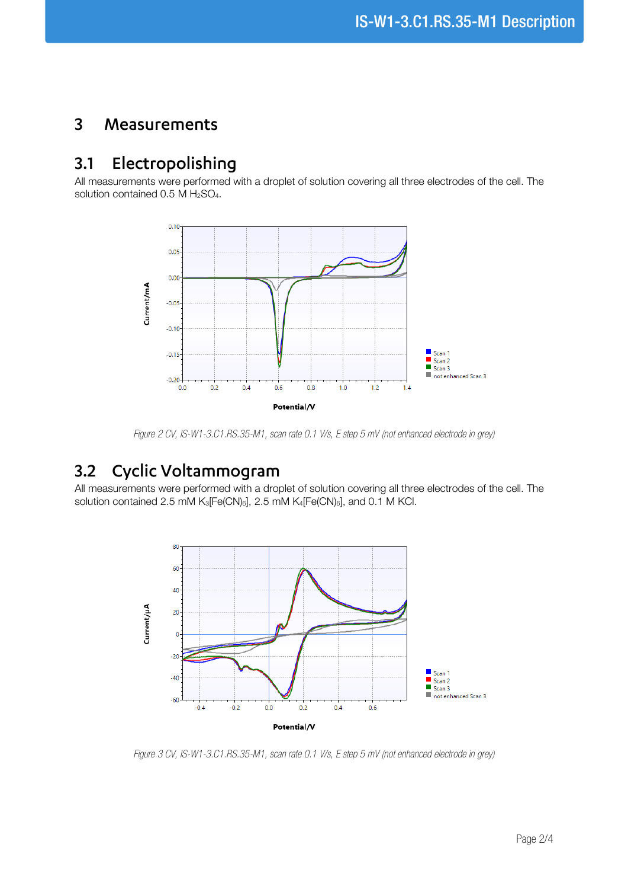# 3 Measurements

## 3.1 Electropolishing

All measurements were performed with a droplet of solution covering all three electrodes of the cell. The solution contained 0.5 M $H_2SO_4$.

*Figure 2 CV, IS-W1-3.C1.RS.35-M1, scan rate 0.1 V/s, E step 5 mV (not enhanced electrode in grey)*

## 3.2 Cyclic Voltammogram

All measurements were performed with a droplet of solution covering all three electrodes of the cell. The solution contained 2.5 mM $K_3[Fe(CN)_6]$, 2.5 mM $K_4[Fe(CN)_6]$, and 0.1 M KCl.

*Figure 3 CV, IS-W1-3.C1.RS.35-M1, scan rate 0.1 V/s, E step 5 mV (not enhanced electrode in grey)*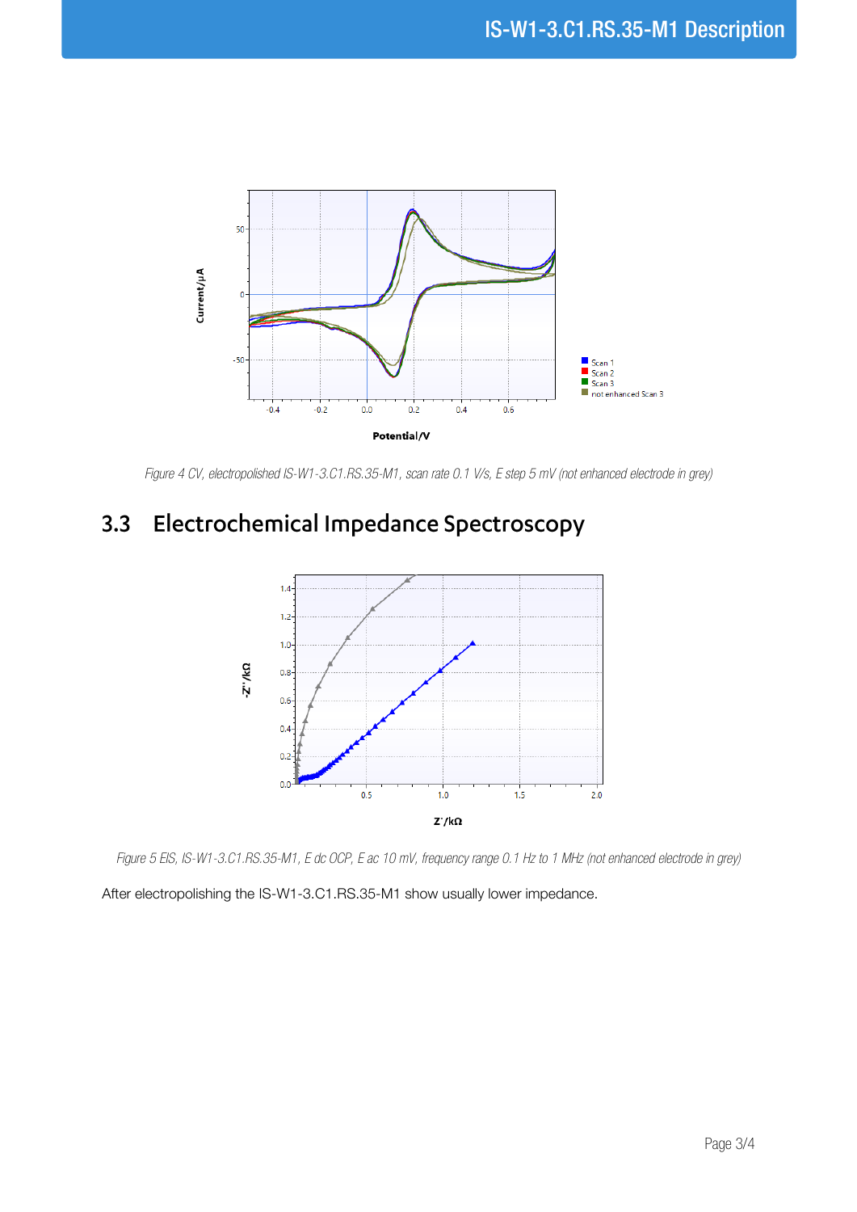*Figure 4 CV, electropolished IS-W1-3.C1.RS.35-M1, scan rate 0.1 V/s, E step 5 mV (not enhanced electrode in grey)*

## 3.3 Electrochemical Impedance Spectroscopy

*Figure 5 EIS, IS-W1-3.C1.RS.35-M1, E dc OCP, E ac 10 mV, frequency range 0.1 Hz to 1 MHz (not enhanced electrode in grey)*

After electropolishing the IS-W1-3.C1.RS.35-M1 show usually lower impedance.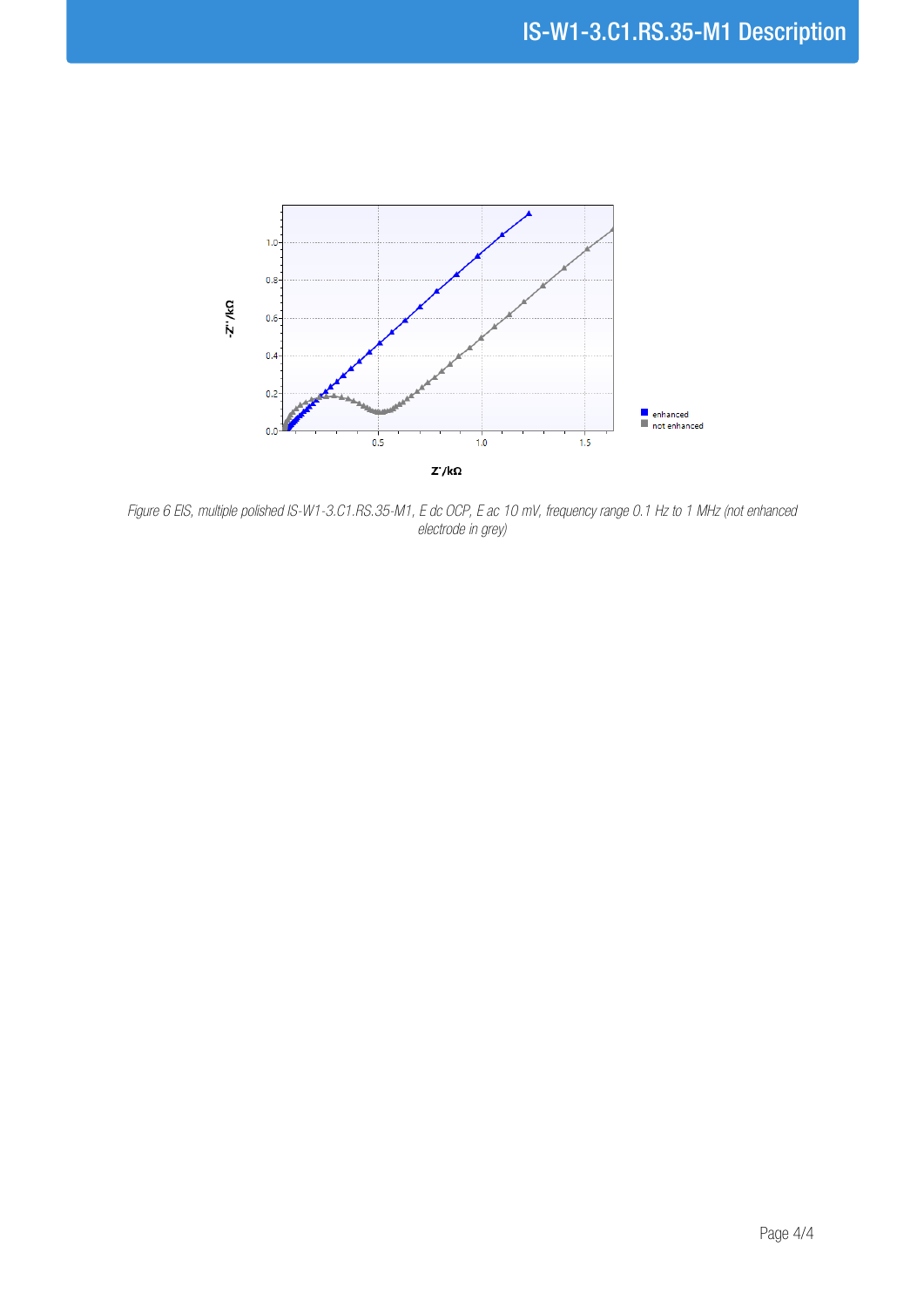-Z''/kΩ

1.0
0.8
0.6
0.4
0.2
0.0

0.5
1.0
1.5

Z'/kΩ

enhanced
not enhanced

*Figure 6 EIS, multiple polished IS-W1-3.C1.RS.35-M1, E dc OCP, E ac 10 mV, frequency range 0.1 Hz to 1 MHz (not enhanced electrode in grey)*